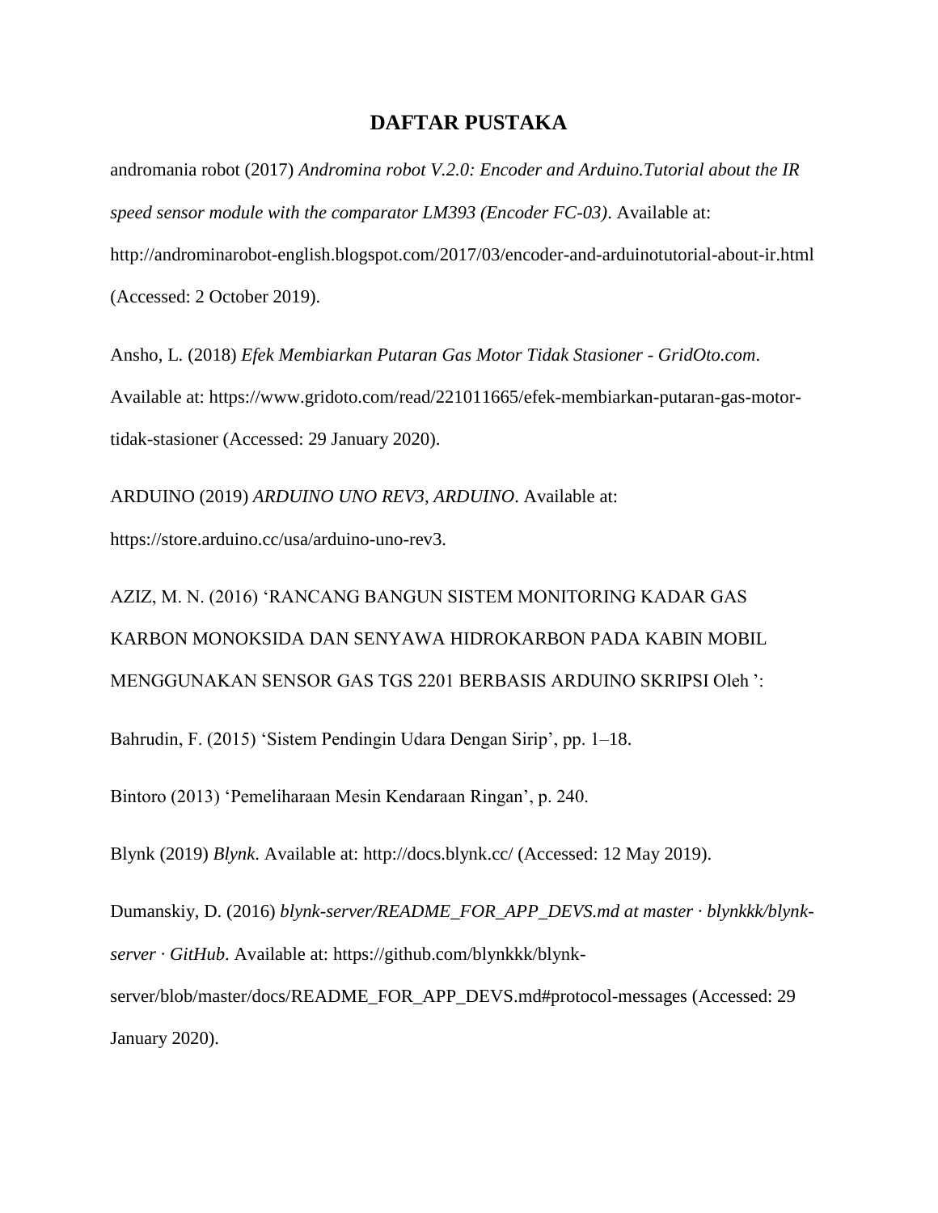# DAFTAR PUSTAKA

andromania robot (2017) *Andromina robot V.2.0: Encoder and Arduino.Tutorial about the IR speed sensor module with the comparator LM393 (Encoder FC-03)*. Available at: http://androminarobot-english.blogspot.com/2017/03/encoder-and-arduinotutorial-about-ir.html (Accessed: 2 October 2019).

Ansho, L. (2018) *Efek Membiarkan Putaran Gas Motor Tidak Stasioner - GridOto.com*. Available at: https://www.gridoto.com/read/221011665/efek-membiarkan-putaran-gas-motor-tidak-stasioner (Accessed: 29 January 2020).

ARDUINO (2019) *ARDUINO UNO REV3, ARDUINO*. Available at: https://store.arduino.cc/usa/arduino-uno-rev3.

AZIZ, M. N. (2016) 'RANCANG BANGUN SISTEM MONITORING KADAR GAS KARBON MONOKSIDA DAN SENYAWA HIDROKARBON PADA KABIN MOBIL MENGGUNAKAN SENSOR GAS TGS 2201 BERBASIS ARDUINO SKRIPSI Oleh ':

Bahrudin, F. (2015) 'Sistem Pendingin Udara Dengan Sirip', pp. 1–18.

Bintoro (2013) 'Pemeliharaan Mesin Kendaraan Ringan', p. 240.

Blynk (2019) *Blynk*. Available at: http://docs.blynk.cc/ (Accessed: 12 May 2019).

Dumanskiy, D. (2016) *blynk-server/README_FOR_APP_DEVS.md at master · blynkkk/blynk-server · GitHub*. Available at: https://github.com/blynkkk/blynk-server/blob/master/docs/README_FOR_APP_DEVS.md#protocol-messages (Accessed: 29 January 2020).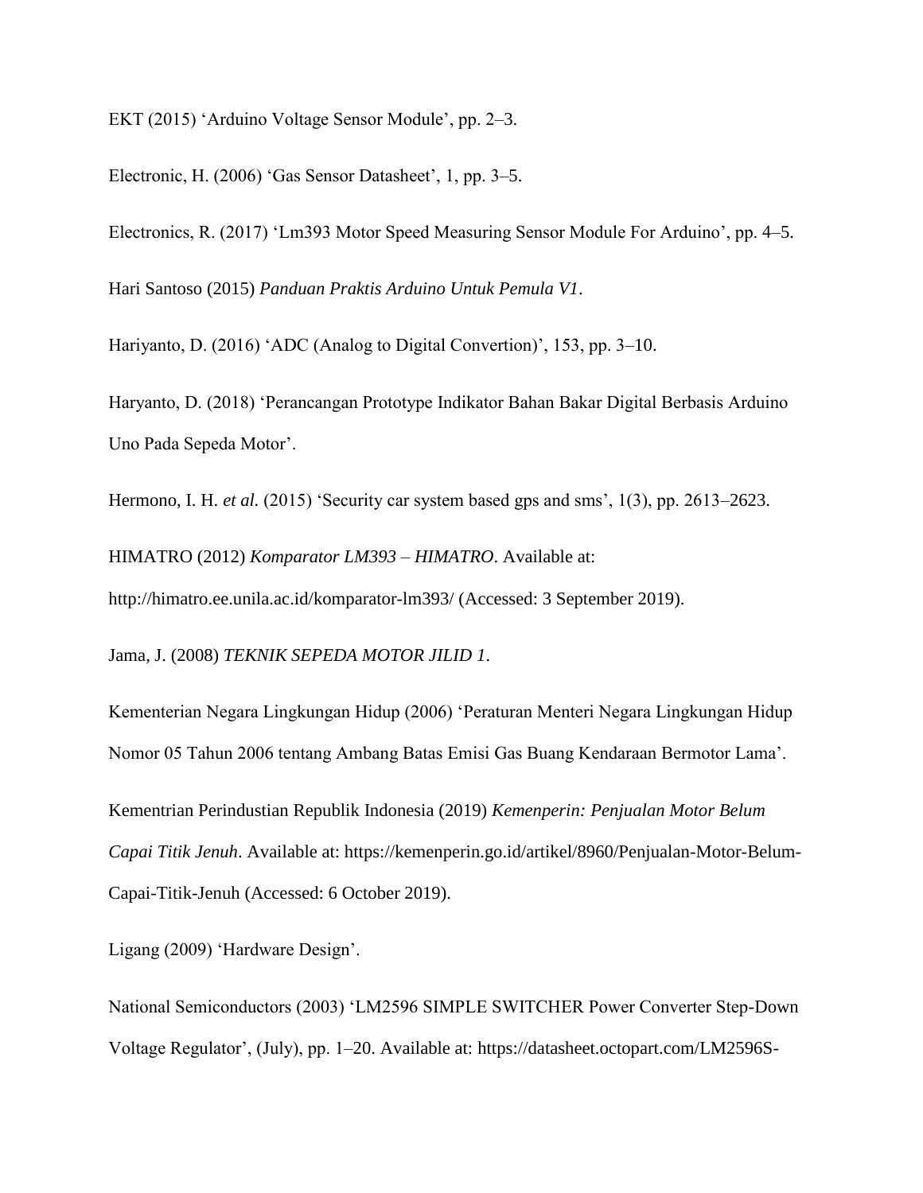EKT (2015) ‘Arduino Voltage Sensor Module’, pp. 2–3.

Electronic, H. (2006) ‘Gas Sensor Datasheet’, 1, pp. 3–5.

Electronics, R. (2017) ‘Lm393 Motor Speed Measuring Sensor Module For Arduino’, pp. 4–5.

Hari Santoso (2015) *Panduan Praktis Arduino Untuk Pemula V1*.

Hariyanto, D. (2016) ‘ADC (Analog to Digital Convertion)’, 153, pp. 3–10.

Haryanto, D. (2018) ‘Perancangan Prototype Indikator Bahan Bakar Digital Berbasis Arduino Uno Pada Sepeda Motor’.

Hermono, I. H. *et al.* (2015) ‘Security car system based gps and sms’, 1(3), pp. 2613–2623.

HIMATRO (2012) *Komparator LM393 – HIMATRO*. Available at: http://himatro.ee.unila.ac.id/komparator-lm393/ (Accessed: 3 September 2019).

Jama, J. (2008) *TEKNIK SEPEDA MOTOR JILID 1*.

Kementerian Negara Lingkungan Hidup (2006) ‘Peraturan Menteri Negara Lingkungan Hidup Nomor 05 Tahun 2006 tentang Ambang Batas Emisi Gas Buang Kendaraan Bermotor Lama’.

Kementrian Perindustian Republik Indonesia (2019) *Kemenperin: Penjualan Motor Belum Capai Titik Jenuh*. Available at: https://kemenperin.go.id/artikel/8960/Penjualan-Motor-Belum-Capai-Titik-Jenuh (Accessed: 6 October 2019).

Ligang (2009) ‘Hardware Design’.

National Semiconductors (2003) ‘LM2596 SIMPLE SWITCHER Power Converter Step-Down Voltage Regulator’, (July), pp. 1–20. Available at: https://datasheet.octopart.com/LM2596S-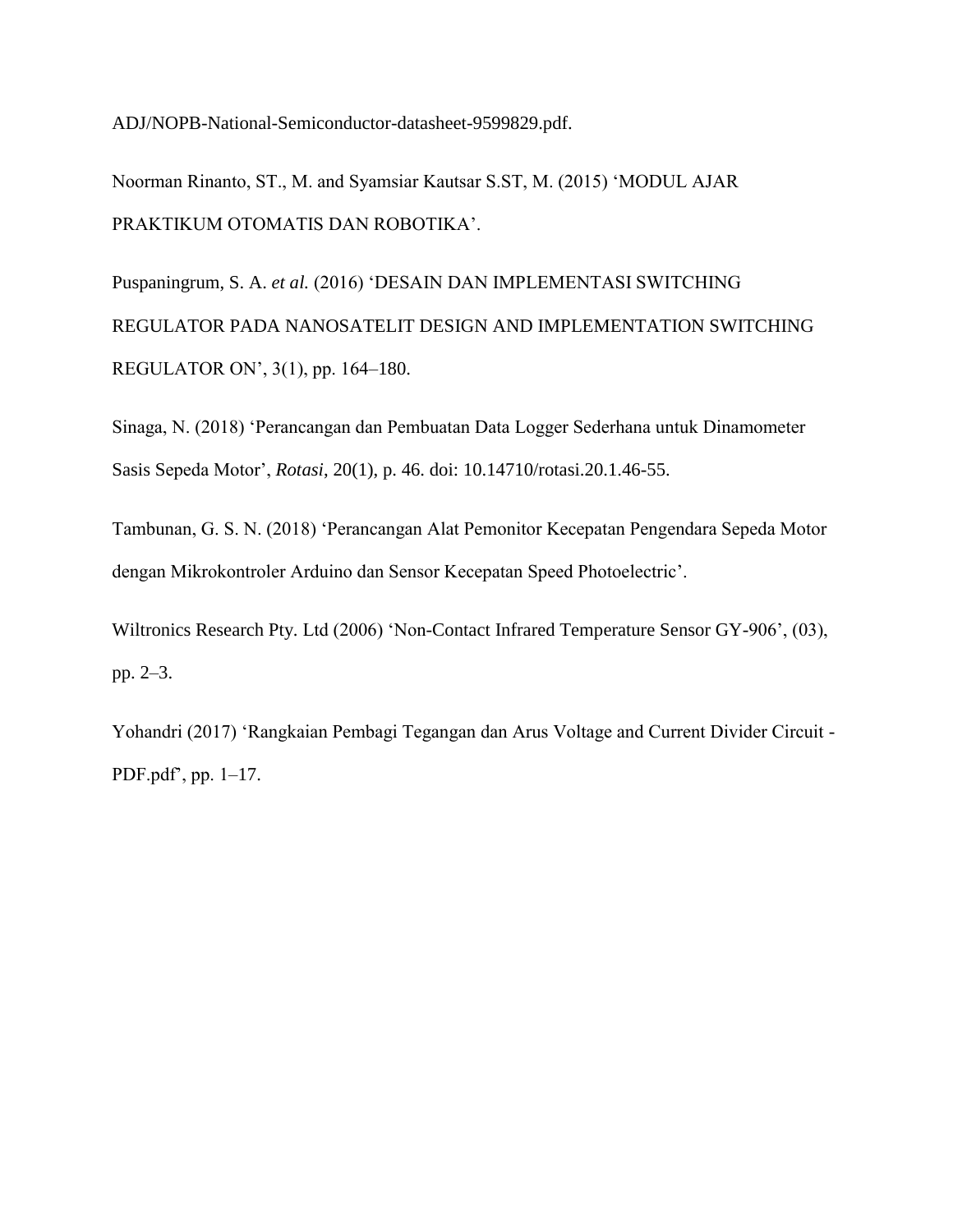ADJ/NOPB-National-Semiconductor-datasheet-9599829.pdf.

Noorman Rinanto, ST., M. and Syamsiar Kautsar S.ST, M. (2015) 'MODUL AJAR PRAKTIKUM OTOMATIS DAN ROBOTIKA'.

Puspaningrum, S. A. *et al.* (2016) 'DESAIN DAN IMPLEMENTASI SWITCHING REGULATOR PADA NANOSATELIT DESIGN AND IMPLEMENTATION SWITCHING REGULATOR ON', 3(1), pp. 164–180.

Sinaga, N. (2018) 'Perancangan dan Pembuatan Data Logger Sederhana untuk Dinamometer Sasis Sepeda Motor', *Rotasi*, 20(1), p. 46. doi: 10.14710/rotasi.20.1.46-55.

Tambunan, G. S. N. (2018) 'Perancangan Alat Pemonitor Kecepatan Pengendara Sepeda Motor dengan Mikrokontroler Arduino dan Sensor Kecepatan Speed Photoelectric'.

Wiltronics Research Pty. Ltd (2006) 'Non-Contact Infrared Temperature Sensor GY-906', (03), pp. 2–3.

Yohandri (2017) 'Rangkaian Pembagi Tegangan dan Arus Voltage and Current Divider Circuit - PDF.pdf', pp. 1–17.